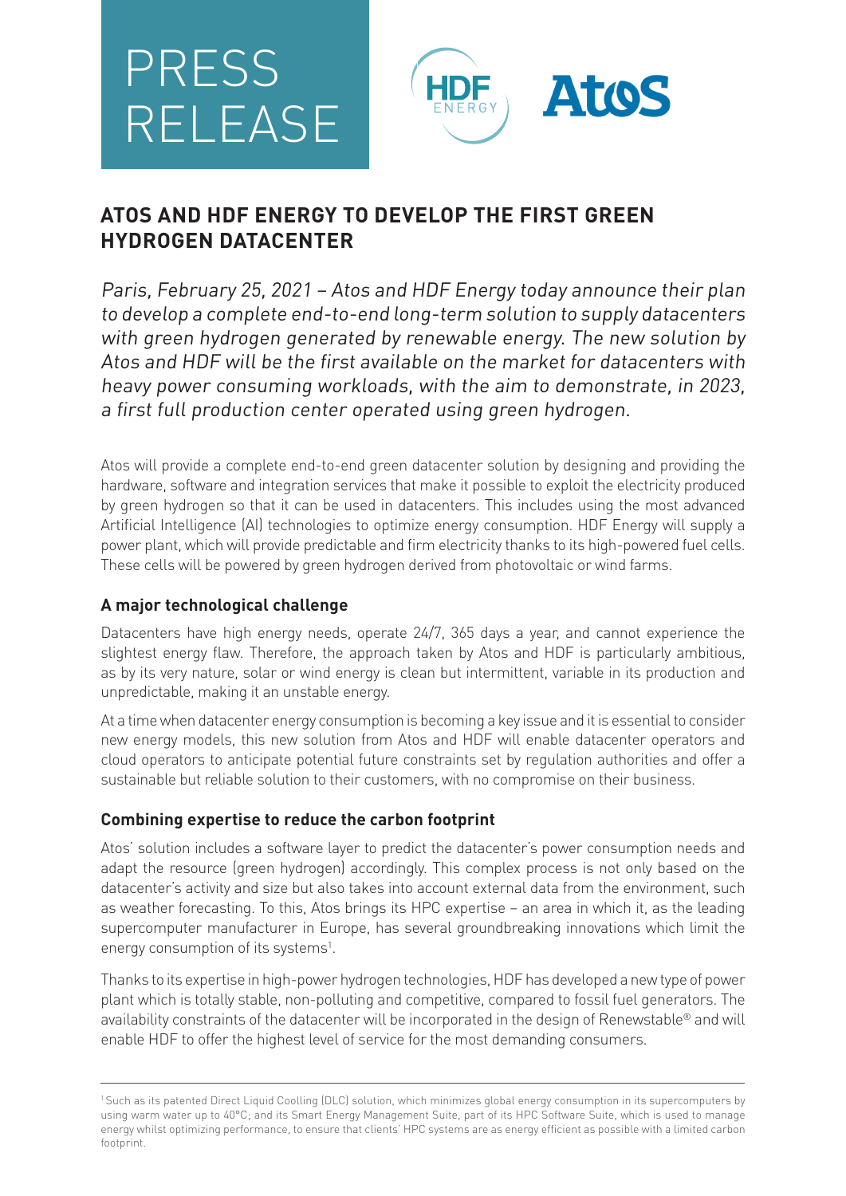PRESS RELEASE

# ATOS AND HDF ENERGY TO DEVELOP THE FIRST GREEN HYDROGEN DATACENTER

*Paris, February 25, 2021 – Atos and HDF Energy today announce their plan to develop a complete end-to-end long-term solution to supply datacenters with green hydrogen generated by renewable energy. The new solution by Atos and HDF will be the first available on the market for datacenters with heavy power consuming workloads, with the aim to demonstrate, in 2023, a first full production center operated using green hydrogen.*

Atos will provide a complete end-to-end green datacenter solution by designing and providing the hardware, software and integration services that make it possible to exploit the electricity produced by green hydrogen so that it can be used in datacenters. This includes using the most advanced Artificial Intelligence (AI) technologies to optimize energy consumption. HDF Energy will supply a power plant, which will provide predictable and firm electricity thanks to its high-powered fuel cells. These cells will be powered by green hydrogen derived from photovoltaic or wind farms.

## A major technological challenge

Datacenters have high energy needs, operate 24/7, 365 days a year, and cannot experience the slightest energy flaw. Therefore, the approach taken by Atos and HDF is particularly ambitious, as by its very nature, solar or wind energy is clean but intermittent, variable in its production and unpredictable, making it an unstable energy.

At a time when datacenter energy consumption is becoming a key issue and it is essential to consider new energy models, this new solution from Atos and HDF will enable datacenter operators and cloud operators to anticipate potential future constraints set by regulation authorities and offer a sustainable but reliable solution to their customers, with no compromise on their business.

## Combining expertise to reduce the carbon footprint

Atos' solution includes a software layer to predict the datacenter's power consumption needs and adapt the resource (green hydrogen) accordingly. This complex process is not only based on the datacenter's activity and size but also takes into account external data from the environment, such as weather forecasting. To this, Atos brings its HPC expertise – an area in which it, as the leading supercomputer manufacturer in Europe, has several groundbreaking innovations which limit the energy consumption of its systems[1].

Thanks to its expertise in high-power hydrogen technologies, HDF has developed a new type of power plant which is totally stable, non-polluting and competitive, compared to fossil fuel generators. The availability constraints of the datacenter will be incorporated in the design of Renewstable® and will enable HDF to offer the highest level of service for the most demanding consumers.

---

[1] Such as its patented Direct Liquid Coolling (DLC) solution, which minimizes global energy consumption in its supercomputers by using warm water up to 40°C; and its Smart Energy Management Suite, part of its HPC Software Suite, which is used to manage energy whilst optimizing performance, to ensure that clients' HPC systems are as energy efficient as possible with a limited carbon footprint.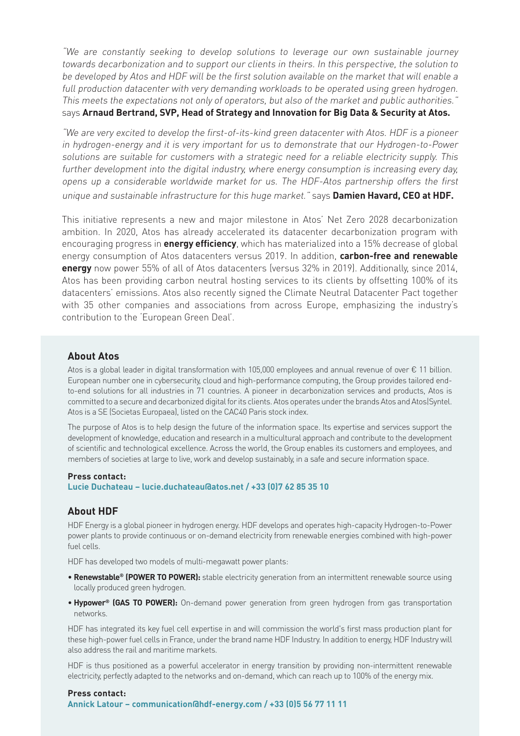*"We are constantly seeking to develop solutions to leverage our own sustainable journey towards decarbonization and to support our clients in theirs. In this perspective, the solution to be developed by Atos and HDF will be the first solution available on the market that will enable a full production datacenter with very demanding workloads to be operated using green hydrogen. This meets the expectations not only of operators, but also of the market and public authorities."* says **Arnaud Bertrand, SVP, Head of Strategy and Innovation for Big Data & Security at Atos.**

*"We are very excited to develop the first-of-its-kind green datacenter with Atos. HDF is a pioneer in hydrogen-energy and it is very important for us to demonstrate that our Hydrogen-to-Power solutions are suitable for customers with a strategic need for a reliable electricity supply. This further development into the digital industry, where energy consumption is increasing every day, opens up a considerable worldwide market for us. The HDF-Atos partnership offers the first unique and sustainable infrastructure for this huge market."* says **Damien Havard, CEO at HDF.**

This initiative represents a new and major milestone in Atos' Net Zero 2028 decarbonization ambition. In 2020, Atos has already accelerated its datacenter decarbonization program with encouraging progress in **energy efficiency**, which has materialized into a 15% decrease of global energy consumption of Atos datacenters versus 2019. In addition, **carbon-free and renewable energy** now power 55% of all of Atos datacenters (versus 32% in 2019). Additionally, since 2014, Atos has been providing carbon neutral hosting services to its clients by offsetting 100% of its datacenters' emissions. Atos also recently signed the Climate Neutral Datacenter Pact together with 35 other companies and associations from across Europe, emphasizing the industry's contribution to the 'European Green Deal'.

## About Atos

Atos is a global leader in digital transformation with 105,000 employees and annual revenue of over € 11 billion. European number one in cybersecurity, cloud and high-performance computing, the Group provides tailored end-to-end solutions for all industries in 71 countries. A pioneer in decarbonization services and products, Atos is committed to a secure and decarbonized digital for its clients. Atos operates under the brands Atos and Atos|Syntel. Atos is a SE (Societas Europaea), listed on the CAC40 Paris stock index.

The purpose of Atos is to help design the future of the information space. Its expertise and services support the development of knowledge, education and research in a multicultural approach and contribute to the development of scientific and technological excellence. Across the world, the Group enables its customers and employees, and members of societies at large to live, work and develop sustainably, in a safe and secure information space.

**Press contact:**
**Lucie Duchateau – lucie.duchateau@atos.net / +33 (0)7 62 85 35 10**

## About HDF

HDF Energy is a global pioneer in hydrogen energy. HDF develops and operates high-capacity Hydrogen-to-Power power plants to provide continuous or on-demand electricity from renewable energies combined with high-power fuel cells.

HDF has developed two models of multi-megawatt power plants:

- **Renewstable® (POWER TO POWER):** stable electricity generation from an intermittent renewable source using locally produced green hydrogen.
- **Hypower® (GAS TO POWER):** On-demand power generation from green hydrogen from gas transportation networks.

HDF has integrated its key fuel cell expertise in and will commission the world's first mass production plant for these high-power fuel cells in France, under the brand name HDF Industry. In addition to energy, HDF Industry will also address the rail and maritime markets.

HDF is thus positioned as a powerful accelerator in energy transition by providing non-intermittent renewable electricity, perfectly adapted to the networks and on-demand, which can reach up to 100% of the energy mix.

**Press contact:**
**Annick Latour – communication@hdf-energy.com / +33 (0)5 56 77 11 11**